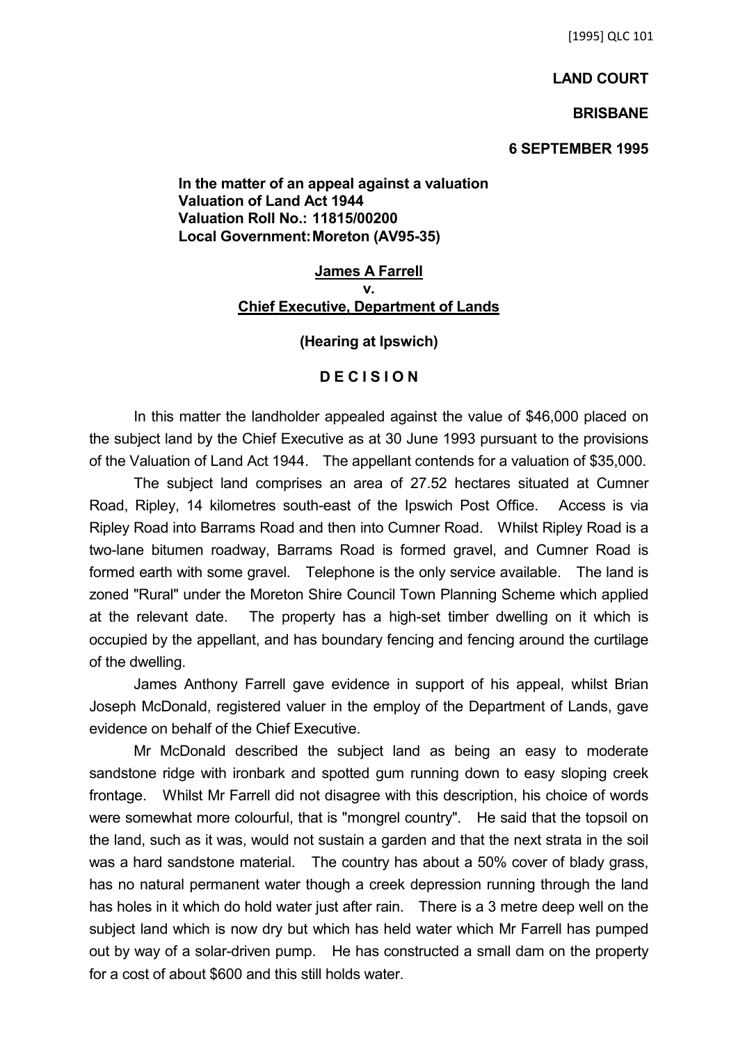[1995] QLC 101

**LAND COURT**

**BRISBANE**

**6 SEPTEMBER 1995**

**In the matter of an appeal against a valuation**
**Valuation of Land Act 1944**
**Valuation Roll No.: 11815/00200**
**Local Government: Moreton (AV95-35)**

**James A Farrell**
**v.**
**Chief Executive, Department of Lands**

**(Hearing at Ipswich)**

**D E C I S I O N**

In this matter the landholder appealed against the value of $46,000 placed on the subject land by the Chief Executive as at 30 June 1993 pursuant to the provisions of the Valuation of Land Act 1944. The appellant contends for a valuation of $35,000.

The subject land comprises an area of 27.52 hectares situated at Cumner Road, Ripley, 14 kilometres south-east of the Ipswich Post Office. Access is via Ripley Road into Barrams Road and then into Cumner Road. Whilst Ripley Road is a two-lane bitumen roadway, Barrams Road is formed gravel, and Cumner Road is formed earth with some gravel. Telephone is the only service available. The land is zoned "Rural" under the Moreton Shire Council Town Planning Scheme which applied at the relevant date. The property has a high-set timber dwelling on it which is occupied by the appellant, and has boundary fencing and fencing around the curtilage of the dwelling.

James Anthony Farrell gave evidence in support of his appeal, whilst Brian Joseph McDonald, registered valuer in the employ of the Department of Lands, gave evidence on behalf of the Chief Executive.

Mr McDonald described the subject land as being an easy to moderate sandstone ridge with ironbark and spotted gum running down to easy sloping creek frontage. Whilst Mr Farrell did not disagree with this description, his choice of words were somewhat more colourful, that is "mongrel country". He said that the topsoil on the land, such as it was, would not sustain a garden and that the next strata in the soil was a hard sandstone material. The country has about a 50% cover of blady grass, has no natural permanent water though a creek depression running through the land has holes in it which do hold water just after rain. There is a 3 metre deep well on the subject land which is now dry but which has held water which Mr Farrell has pumped out by way of a solar-driven pump. He has constructed a small dam on the property for a cost of about $600 and this still holds water.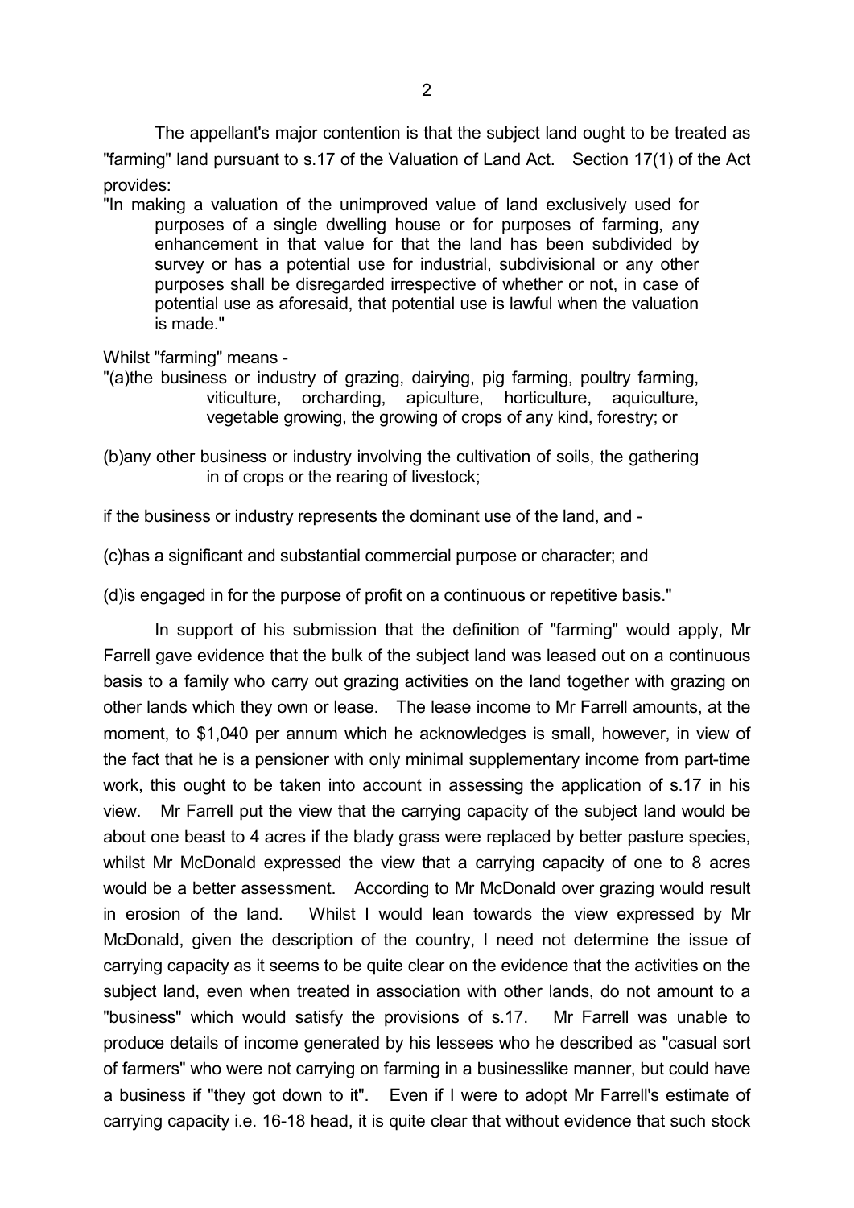The appellant's major contention is that the subject land ought to be treated as "farming" land pursuant to s.17 of the Valuation of Land Act. Section 17(1) of the Act provides:

> "In making a valuation of the unimproved value of land exclusively used for purposes of a single dwelling house or for purposes of farming, any enhancement in that value for that the land has been subdivided by survey or has a potential use for industrial, subdivisional or any other purposes shall be disregarded irrespective of whether or not, in case of potential use as aforesaid, that potential use is lawful when the valuation is made."

Whilst "farming" means -

> "(a)the business or industry of grazing, dairying, pig farming, poultry farming, viticulture, orcharding, apiculture, horticulture, aquiculture, vegetable growing, the growing of crops of any kind, forestry; or
>
> (b)any other business or industry involving the cultivation of soils, the gathering in of crops or the rearing of livestock;
>
> if the business or industry represents the dominant use of the land, and -
>
> (c)has a significant and substantial commercial purpose or character; and
>
> (d)is engaged in for the purpose of profit on a continuous or repetitive basis."

In support of his submission that the definition of "farming" would apply, Mr Farrell gave evidence that the bulk of the subject land was leased out on a continuous basis to a family who carry out grazing activities on the land together with grazing on other lands which they own or lease. The lease income to Mr Farrell amounts, at the moment, to $1,040 per annum which he acknowledges is small, however, in view of the fact that he is a pensioner with only minimal supplementary income from part-time work, this ought to be taken into account in assessing the application of s.17 in his view. Mr Farrell put the view that the carrying capacity of the subject land would be about one beast to 4 acres if the blady grass were replaced by better pasture species, whilst Mr McDonald expressed the view that a carrying capacity of one to 8 acres would be a better assessment. According to Mr McDonald over grazing would result in erosion of the land. Whilst I would lean towards the view expressed by Mr McDonald, given the description of the country, I need not determine the issue of carrying capacity as it seems to be quite clear on the evidence that the activities on the subject land, even when treated in association with other lands, do not amount to a "business" which would satisfy the provisions of s.17. Mr Farrell was unable to produce details of income generated by his lessees who he described as "casual sort of farmers" who were not carrying on farming in a businesslike manner, but could have a business if "they got down to it". Even if I were to adopt Mr Farrell's estimate of carrying capacity i.e. 16-18 head, it is quite clear that without evidence that such stock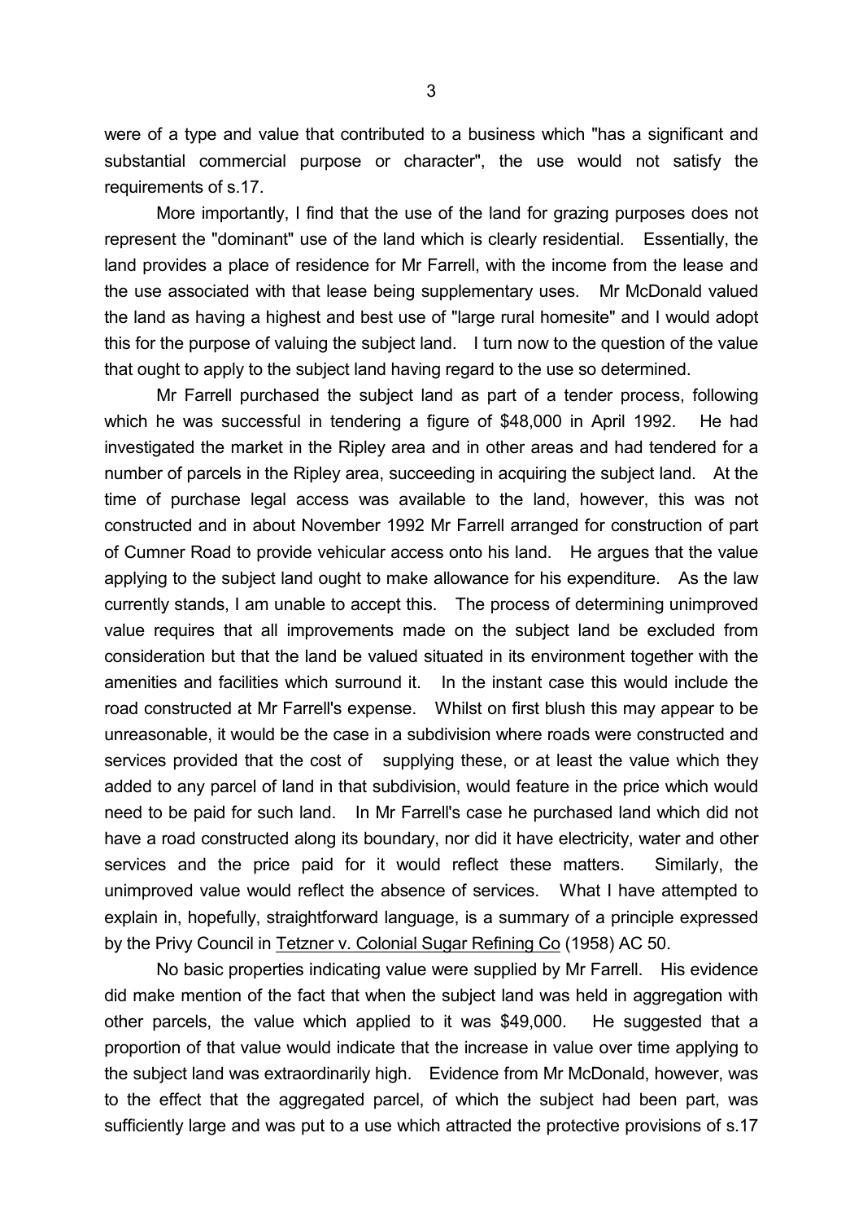were of a type and value that contributed to a business which "has a significant and substantial commercial purpose or character", the use would not satisfy the requirements of s.17.

More importantly, I find that the use of the land for grazing purposes does not represent the "dominant" use of the land which is clearly residential. Essentially, the land provides a place of residence for Mr Farrell, with the income from the lease and the use associated with that lease being supplementary uses. Mr McDonald valued the land as having a highest and best use of "large rural homesite" and I would adopt this for the purpose of valuing the subject land. I turn now to the question of the value that ought to apply to the subject land having regard to the use so determined.

Mr Farrell purchased the subject land as part of a tender process, following which he was successful in tendering a figure of $48,000 in April 1992. He had investigated the market in the Ripley area and in other areas and had tendered for a number of parcels in the Ripley area, succeeding in acquiring the subject land. At the time of purchase legal access was available to the land, however, this was not constructed and in about November 1992 Mr Farrell arranged for construction of part of Cumner Road to provide vehicular access onto his land. He argues that the value applying to the subject land ought to make allowance for his expenditure. As the law currently stands, I am unable to accept this. The process of determining unimproved value requires that all improvements made on the subject land be excluded from consideration but that the land be valued situated in its environment together with the amenities and facilities which surround it. In the instant case this would include the road constructed at Mr Farrell's expense. Whilst on first blush this may appear to be unreasonable, it would be the case in a subdivision where roads were constructed and services provided that the cost of supplying these, or at least the value which they added to any parcel of land in that subdivision, would feature in the price which would need to be paid for such land. In Mr Farrell's case he purchased land which did not have a road constructed along its boundary, nor did it have electricity, water and other services and the price paid for it would reflect these matters. Similarly, the unimproved value would reflect the absence of services. What I have attempted to explain in, hopefully, straightforward language, is a summary of a principle expressed by the Privy Council in Tetzner v. Colonial Sugar Refining Co (1958) AC 50.

No basic properties indicating value were supplied by Mr Farrell. His evidence did make mention of the fact that when the subject land was held in aggregation with other parcels, the value which applied to it was $49,000. He suggested that a proportion of that value would indicate that the increase in value over time applying to the subject land was extraordinarily high. Evidence from Mr McDonald, however, was to the effect that the aggregated parcel, of which the subject had been part, was sufficiently large and was put to a use which attracted the protective provisions of s.17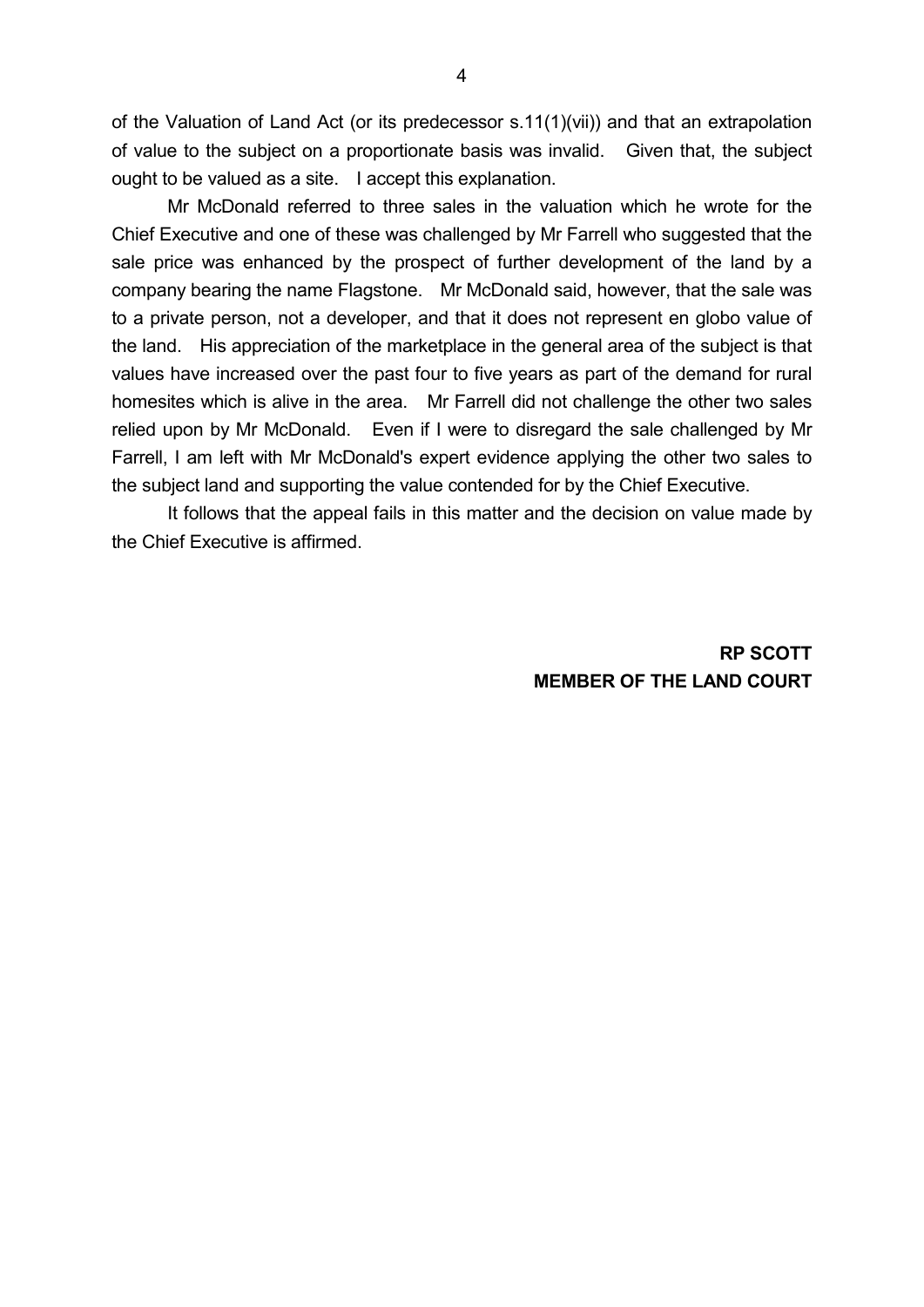of the Valuation of Land Act (or its predecessor s.11(1)(vii)) and that an extrapolation of value to the subject on a proportionate basis was invalid. Given that, the subject ought to be valued as a site. I accept this explanation.

Mr McDonald referred to three sales in the valuation which he wrote for the Chief Executive and one of these was challenged by Mr Farrell who suggested that the sale price was enhanced by the prospect of further development of the land by a company bearing the name Flagstone. Mr McDonald said, however, that the sale was to a private person, not a developer, and that it does not represent en globo value of the land. His appreciation of the marketplace in the general area of the subject is that values have increased over the past four to five years as part of the demand for rural homesites which is alive in the area. Mr Farrell did not challenge the other two sales relied upon by Mr McDonald. Even if I were to disregard the sale challenged by Mr Farrell, I am left with Mr McDonald's expert evidence applying the other two sales to the subject land and supporting the value contended for by the Chief Executive.

It follows that the appeal fails in this matter and the decision on value made by the Chief Executive is affirmed.

**RP SCOTT**
**MEMBER OF THE LAND COURT**